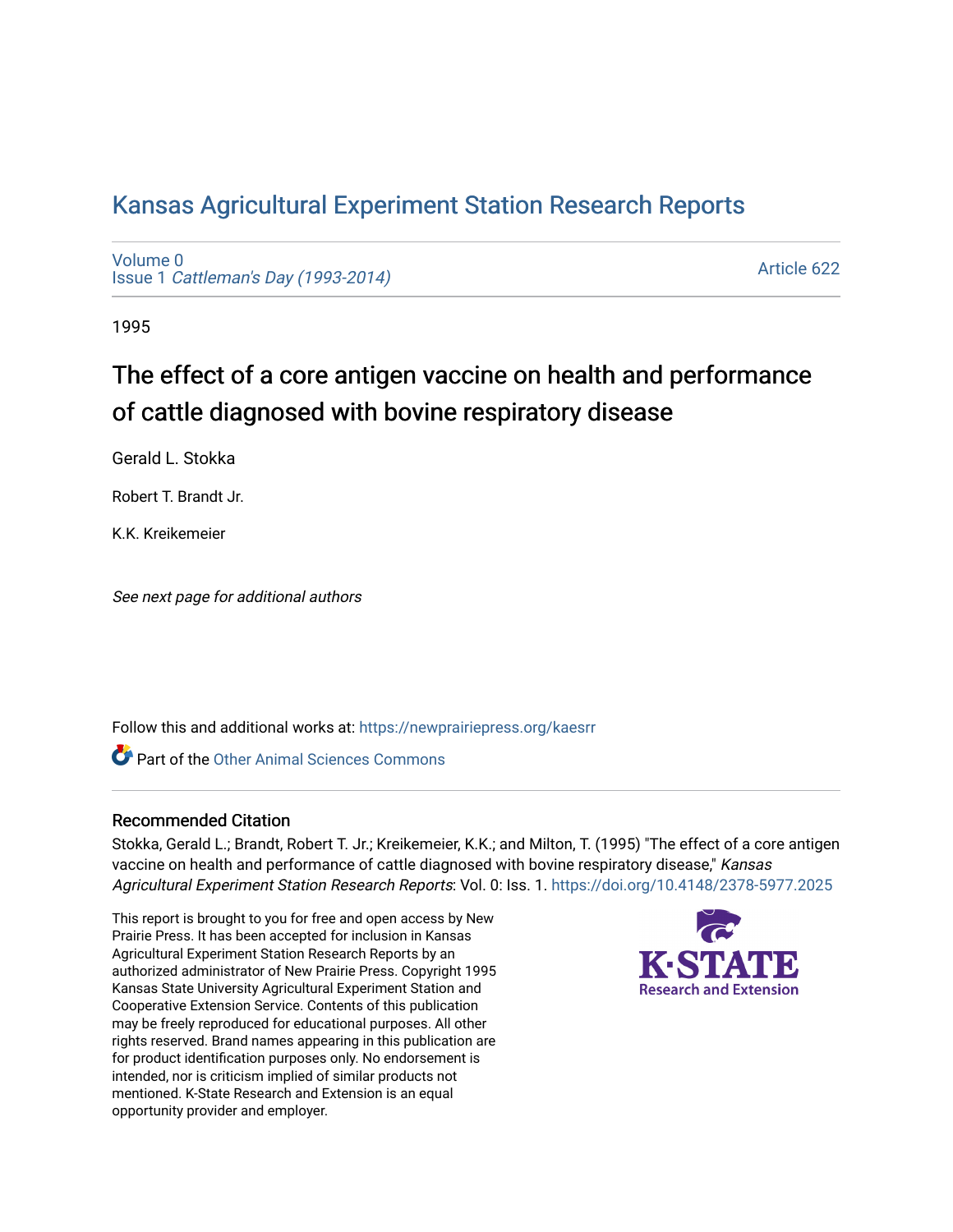# Kansas Agricultural Experiment Station Research Reports

Volume 0
Issue 1 *Cattleman's Day (1993-2014)*

Article 622

1995

## The effect of a core antigen vaccine on health and performance of cattle diagnosed with bovine respiratory disease

Gerald L. Stokka

Robert T. Brandt Jr.

K.K. Kreikemeier

*See next page for additional authors*

Follow this and additional works at: https://newprairiepress.org/kaesrr

Part of the Other Animal Sciences Commons

### Recommended Citation

Stokka, Gerald L.; Brandt, Robert T. Jr.; Kreikemeier, K.K.; and Milton, T. (1995) "The effect of a core antigen vaccine on health and performance of cattle diagnosed with bovine respiratory disease," *Kansas Agricultural Experiment Station Research Reports*: Vol. 0: Iss. 1. https://doi.org/10.4148/2378-5977.2025

This report is brought to you for free and open access by New Prairie Press. It has been accepted for inclusion in Kansas Agricultural Experiment Station Research Reports by an authorized administrator of New Prairie Press. Copyright 1995 Kansas State University Agricultural Experiment Station and Cooperative Extension Service. Contents of this publication may be freely reproduced for educational purposes. All other rights reserved. Brand names appearing in this publication are for product identification purposes only. No endorsement is intended, nor is criticism implied of similar products not mentioned. K-State Research and Extension is an equal opportunity provider and employer.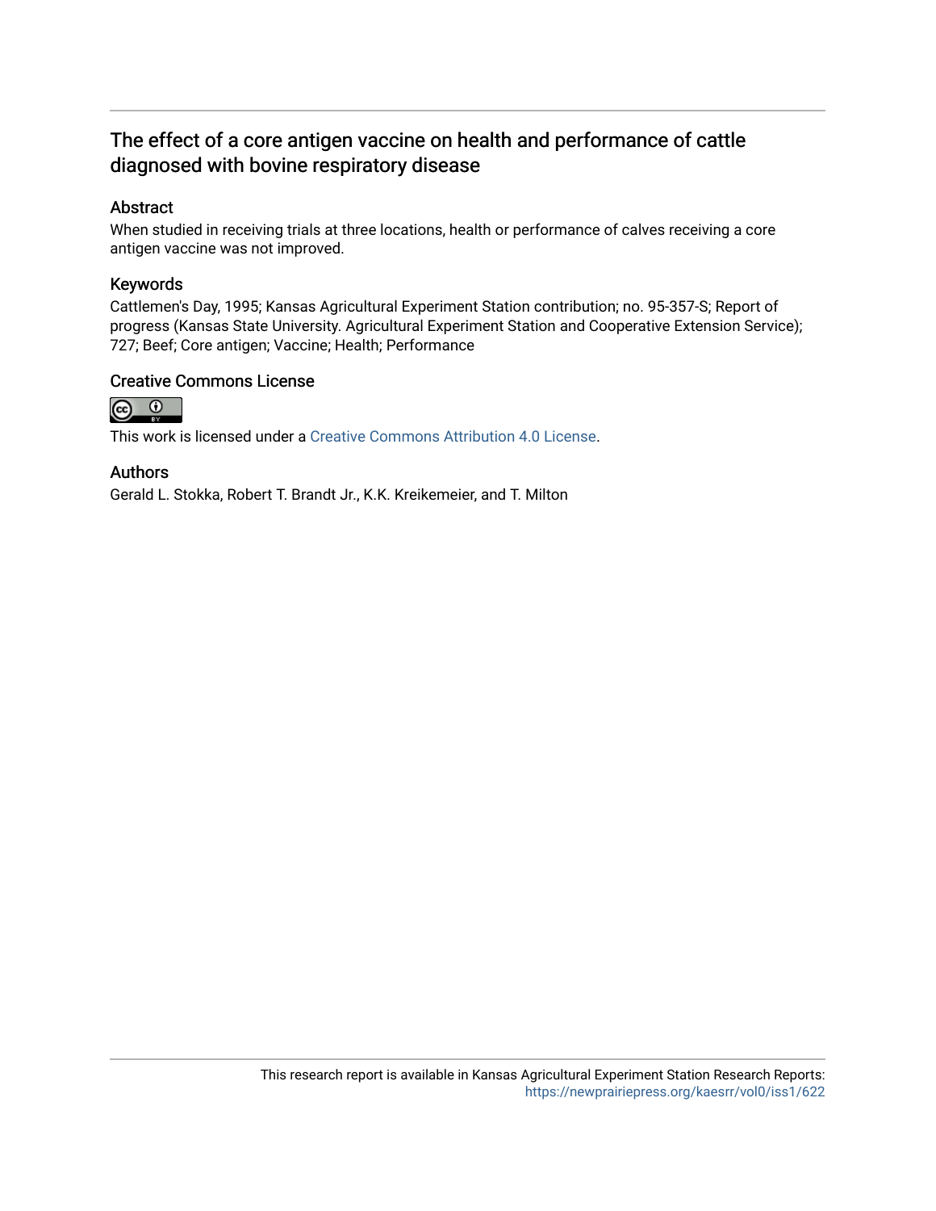# The effect of a core antigen vaccine on health and performance of cattle diagnosed with bovine respiratory disease

## Abstract

When studied in receiving trials at three locations, health or performance of calves receiving a core antigen vaccine was not improved.

## Keywords

Cattlemen's Day, 1995; Kansas Agricultural Experiment Station contribution; no. 95-357-S; Report of progress (Kansas State University. Agricultural Experiment Station and Cooperative Extension Service); 727; Beef; Core antigen; Vaccine; Health; Performance

## Creative Commons License

This work is licensed under a Creative Commons Attribution 4.0 License.

## Authors

Gerald L. Stokka, Robert T. Brandt Jr., K.K. Kreikemeier, and T. Milton

This research report is available in Kansas Agricultural Experiment Station Research Reports: https://newprairiepress.org/kaesrr/vol0/iss1/622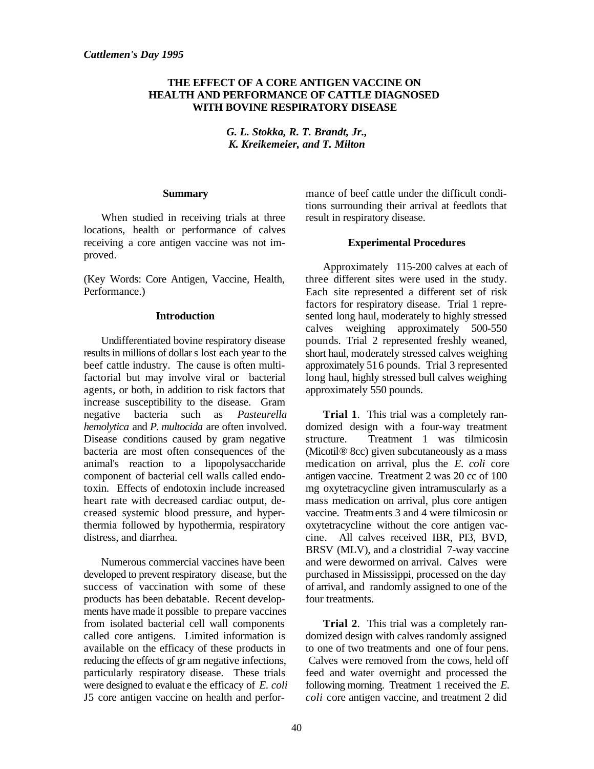*Cattlemen's Day 1995*

# THE EFFECT OF A CORE ANTIGEN VACCINE ON HEALTH AND PERFORMANCE OF CATTLE DIAGNOSED WITH BOVINE RESPIRATORY DISEASE

*G. L. Stokka, R. T. Brandt, Jr., K. Kreikemeier, and T. Milton*

## Summary

When studied in receiving trials at three locations, health or performance of calves receiving a core antigen vaccine was not improved.

(Key Words: Core Antigen, Vaccine, Health, Performance.)

## Introduction

Undifferentiated bovine respiratory disease results in millions of dollars lost each year to the beef cattle industry. The cause is often multifactorial but may involve viral or bacterial agents, or both, in addition to risk factors that increase susceptibility to the disease. Gram negative bacteria such as *Pasteurella hemolytica* and *P. multocida* are often involved. Disease conditions caused by gram negative bacteria are most often consequences of the animal's reaction to a lipopolysaccharide component of bacterial cell walls called endotoxin. Effects of endotoxin include increased heart rate with decreased cardiac output, decreased systemic blood pressure, and hyperthermia followed by hypothermia, respiratory distress, and diarrhea.

Numerous commercial vaccines have been developed to prevent respiratory disease, but the success of vaccination with some of these products has been debatable. Recent developments have made it possible to prepare vaccines from isolated bacterial cell wall components called core antigens. Limited information is available on the efficacy of these products in reducing the effects of gram negative infections, particularly respiratory disease. These trials were designed to evaluate the efficacy of *E. coli* J5 core antigen vaccine on health and performance of beef cattle under the difficult conditions surrounding their arrival at feedlots that result in respiratory disease.

## Experimental Procedures

Approximately 115-200 calves at each of three different sites were used in the study. Each site represented a different set of risk factors for respiratory disease. Trial 1 represented long haul, moderately to highly stressed calves weighing approximately 500-550 pounds. Trial 2 represented freshly weaned, short haul, moderately stressed calves weighing approximately 516 pounds. Trial 3 represented long haul, highly stressed bull calves weighing approximately 550 pounds.

**Trial 1**. This trial was a completely randomized design with a four-way treatment structure. Treatment 1 was tilmicosin (Micotil® 8cc) given subcutaneously as a mass medication on arrival, plus the *E. coli* core antigen vaccine. Treatment 2 was 20 cc of 100 mg oxytetracycline given intramuscularly as a mass medication on arrival, plus core antigen vaccine. Treatments 3 and 4 were tilmicosin or oxytetracycline without the core antigen vaccine. All calves received IBR, PI3, BVD, BRSV (MLV), and a clostridial 7-way vaccine and were dewormed on arrival. Calves were purchased in Mississippi, processed on the day of arrival, and randomly assigned to one of the four treatments.

**Trial 2**. This trial was a completely randomized design with calves randomly assigned to one of two treatments and one of four pens. Calves were removed from the cows, held off feed and water overnight and processed the following morning. Treatment 1 received the *E. coli* core antigen vaccine, and treatment 2 did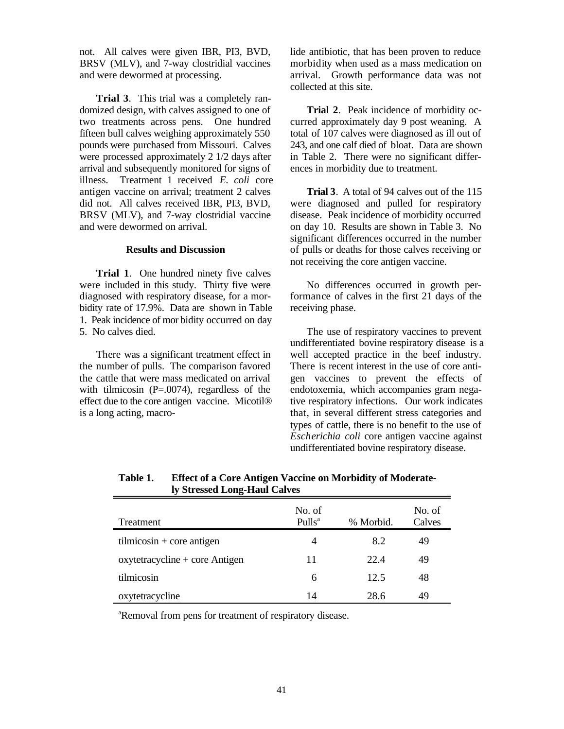not. All calves were given IBR, PI3, BVD, BRSV (MLV), and 7-way clostridial vaccines and were dewormed at processing.

**Trial 3**. This trial was a completely randomized design, with calves assigned to one of two treatments across pens. One hundred fifteen bull calves weighing approximately 550 pounds were purchased from Missouri. Calves were processed approximately 2 1/2 days after arrival and subsequently monitored for signs of illness. Treatment 1 received *E. coli* core antigen vaccine on arrival; treatment 2 calves did not. All calves received IBR, PI3, BVD, BRSV (MLV), and 7-way clostridial vaccine and were dewormed on arrival.

## Results and Discussion

**Trial 1**. One hundred ninety five calves were included in this study. Thirty five were diagnosed with respiratory disease, for a morbidity rate of 17.9%. Data are shown in Table 1. Peak incidence of mor bidity occurred on day 5. No calves died.

There was a significant treatment effect in the number of pulls. The comparison favored the cattle that were mass medicated on arrival with tilmicosin (P=.0074), regardless of the effect due to the core antigen vaccine. Micotil® is a long acting, macrolide antibiotic, that has been proven to reduce morbidity when used as a mass medication on arrival. Growth performance data was not collected at this site.

**Trial 2**. Peak incidence of morbidity occurred approximately day 9 post weaning. A total of 107 calves were diagnosed as ill out of 243, and one calf died of bloat. Data are shown in Table 2. There were no significant differences in morbidity due to treatment.

**Trial 3**. A total of 94 calves out of the 115 were diagnosed and pulled for respiratory disease. Peak incidence of morbidity occurred on day 10. Results are shown in Table 3. No significant differences occurred in the number of pulls or deaths for those calves receiving or not receiving the core antigen vaccine.

No differences occurred in growth performance of calves in the first 21 days of the receiving phase.

The use of respiratory vaccines to prevent undifferentiated bovine respiratory disease is a well accepted practice in the beef industry. There is recent interest in the use of core antigen vaccines to prevent the effects of endotoxemia, which accompanies gram negative respiratory infections. Our work indicates that, in several different stress categories and types of cattle, there is no benefit to the use of *Escherichia coli* core antigen vaccine against undifferentiated bovine respiratory disease.

**Table 1. Effect of a Core Antigen Vaccine on Morbidity of Moderately Stressed Long-Haul Calves**

| Treatment | No. of Pulls[a] | % Morbid. | No. of Calves |
|---|---|---|---|
| tilmicosin + core antigen | 4 | 8.2 | 49 |
| oxytetracycline + core Antigen | 11 | 22.4 | 49 |
| tilmicosin | 6 | 12.5 | 48 |
| oxytetracycline | 14 | 28.6 | 49 |

[a]Removal from pens for treatment of respiratory disease.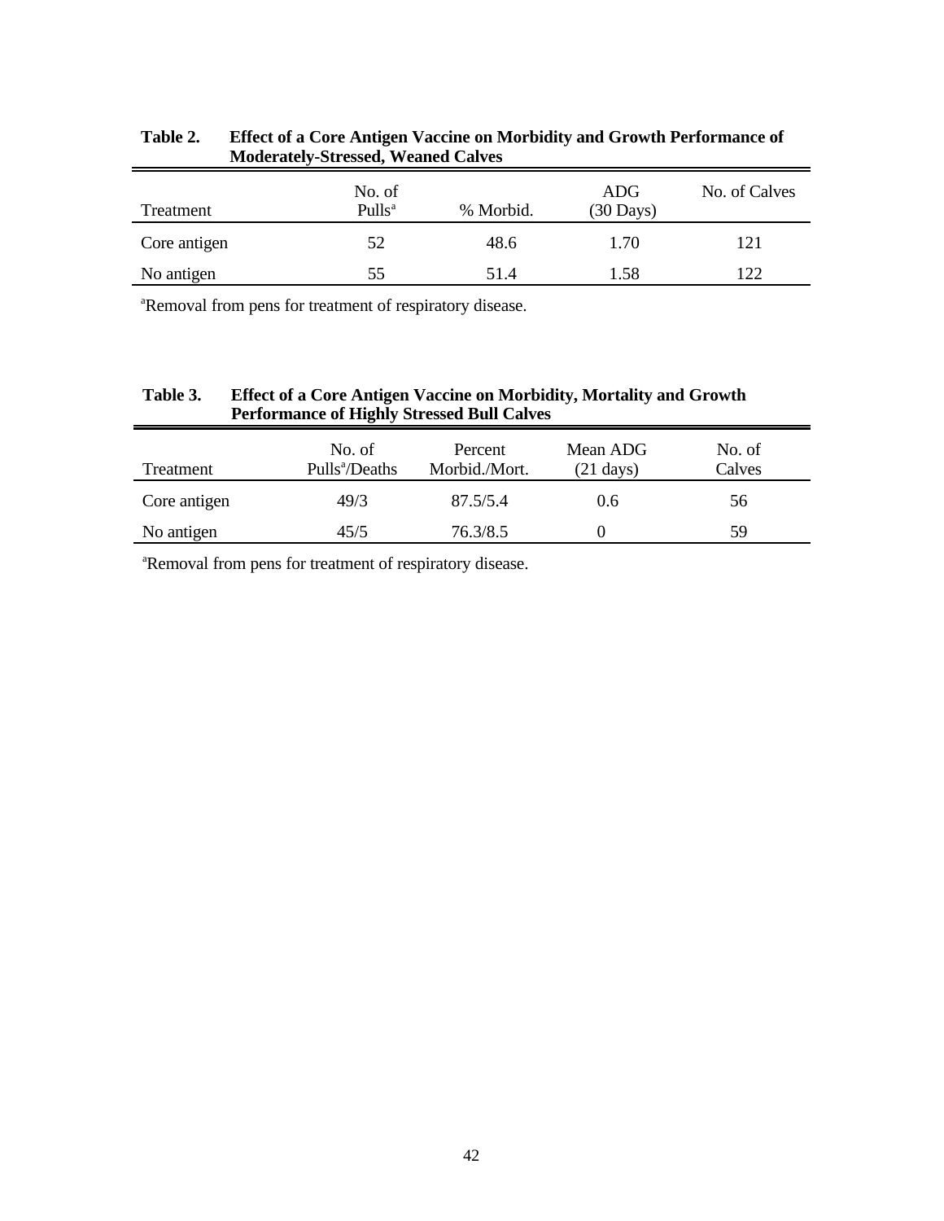**Table 2. Effect of a Core Antigen Vaccine on Morbidity and Growth Performance of Moderately-Stressed, Weaned Calves**

| Treatment | No. of Pulls[a] | % Morbid. | ADG (30 Days) | No. of Calves |
|---|---|---|---|---|
| Core antigen | 52 | 48.6 | 1.70 | 121 |
| No antigen | 55 | 51.4 | 1.58 | 122 |

[a]Removal from pens for treatment of respiratory disease.

**Table 3. Effect of a Core Antigen Vaccine on Morbidity, Mortality and Growth Performance of Highly Stressed Bull Calves**

| Treatment | No. of Pulls[a]/Deaths | Percent Morbid./Mort. | Mean ADG (21 days) | No. of Calves |
|---|---|---|---|---|
| Core antigen | 49/3 | 87.5/5.4 | 0.6 | 56 |
| No antigen | 45/5 | 76.3/8.5 | 0 | 59 |

[a]Removal from pens for treatment of respiratory disease.